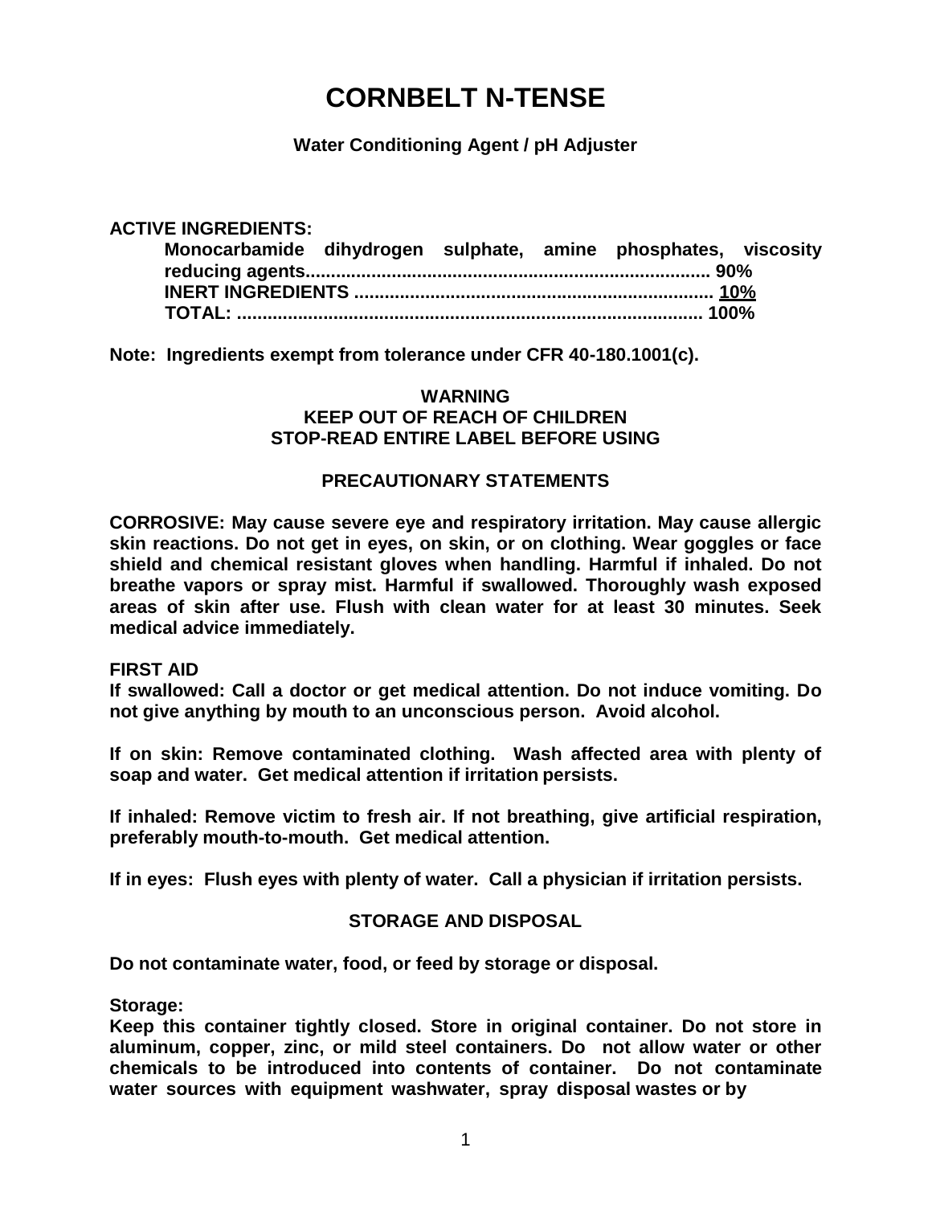# CORNBELT N-TENSE

**Water Conditioning Agent / pH Adjuster**

**ACTIVE INGREDIENTS:**

**Monocarbamide dihydrogen sulphate, amine phosphates, viscosity reducing agents............................................................................... 90%**
**INERT INGREDIENTS ...................................................................... <u>10%</u>**
**TOTAL: ........................................................................................... 100%**

**Note: Ingredients exempt from tolerance under CFR 40-180.1001(c).**

**WARNING**
**KEEP OUT OF REACH OF CHILDREN**
**STOP-READ ENTIRE LABEL BEFORE USING**

## PRECAUTIONARY STATEMENTS

**CORROSIVE: May cause severe eye and respiratory irritation. May cause allergic skin reactions. Do not get in eyes, on skin, or on clothing. Wear goggles or face shield and chemical resistant gloves when handling. Harmful if inhaled. Do not breathe vapors or spray mist. Harmful if swallowed. Thoroughly wash exposed areas of skin after use. Flush with clean water for at least 30 minutes. Seek medical advice immediately.**

**FIRST AID**

**If swallowed: Call a doctor or get medical attention. Do not induce vomiting. Do not give anything by mouth to an unconscious person. Avoid alcohol.**

**If on skin: Remove contaminated clothing. Wash affected area with plenty of soap and water. Get medical attention if irritation persists.**

**If inhaled: Remove victim to fresh air. If not breathing, give artificial respiration, preferably mouth-to-mouth. Get medical attention.**

**If in eyes: Flush eyes with plenty of water. Call a physician if irritation persists.**

## STORAGE AND DISPOSAL

**Do not contaminate water, food, or feed by storage or disposal.**

**Storage:**

**Keep this container tightly closed. Store in original container. Do not store in aluminum, copper, zinc, or mild steel containers. Do not allow water or other chemicals to be introduced into contents of container. Do not contaminate water sources with equipment washwater, spray disposal wastes or by**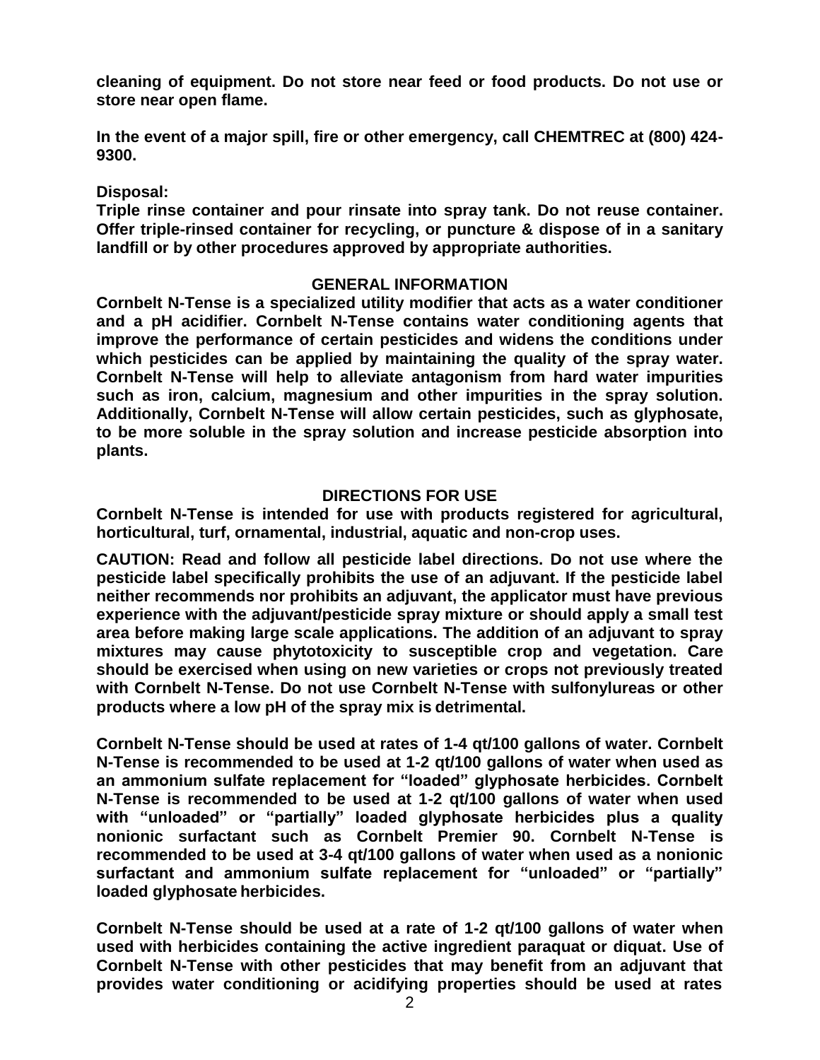**cleaning of equipment. Do not store near feed or food products. Do not use or store near open flame.**

**In the event of a major spill, fire or other emergency, call CHEMTREC at (800) 424-9300.**

**Disposal:**

**Triple rinse container and pour rinsate into spray tank. Do not reuse container. Offer triple-rinsed container for recycling, or puncture & dispose of in a sanitary landfill or by other procedures approved by appropriate authorities.**

## GENERAL INFORMATION

**Cornbelt N-Tense is a specialized utility modifier that acts as a water conditioner and a pH acidifier. Cornbelt N-Tense contains water conditioning agents that improve the performance of certain pesticides and widens the conditions under which pesticides can be applied by maintaining the quality of the spray water. Cornbelt N-Tense will help to alleviate antagonism from hard water impurities such as iron, calcium, magnesium and other impurities in the spray solution. Additionally, Cornbelt N-Tense will allow certain pesticides, such as glyphosate, to be more soluble in the spray solution and increase pesticide absorption into plants.**

## DIRECTIONS FOR USE

**Cornbelt N-Tense is intended for use with products registered for agricultural, horticultural, turf, ornamental, industrial, aquatic and non-crop uses.**

**CAUTION: Read and follow all pesticide label directions. Do not use where the pesticide label specifically prohibits the use of an adjuvant. If the pesticide label neither recommends nor prohibits an adjuvant, the applicator must have previous experience with the adjuvant/pesticide spray mixture or should apply a small test area before making large scale applications. The addition of an adjuvant to spray mixtures may cause phytotoxicity to susceptible crop and vegetation. Care should be exercised when using on new varieties or crops not previously treated with Cornbelt N-Tense. Do not use Cornbelt N-Tense with sulfonylureas or other products where a low pH of the spray mix is detrimental.**

**Cornbelt N-Tense should be used at rates of 1-4 qt/100 gallons of water. Cornbelt N-Tense is recommended to be used at 1-2 qt/100 gallons of water when used as an ammonium sulfate replacement for "loaded" glyphosate herbicides. Cornbelt N-Tense is recommended to be used at 1-2 qt/100 gallons of water when used with "unloaded" or "partially" loaded glyphosate herbicides plus a quality nonionic surfactant such as Cornbelt Premier 90. Cornbelt N-Tense is recommended to be used at 3-4 qt/100 gallons of water when used as a nonionic surfactant and ammonium sulfate replacement for "unloaded" or "partially" loaded glyphosate herbicides.**

**Cornbelt N-Tense should be used at a rate of 1-2 qt/100 gallons of water when used with herbicides containing the active ingredient paraquat or diquat. Use of Cornbelt N-Tense with other pesticides that may benefit from an adjuvant that provides water conditioning or acidifying properties should be used at rates**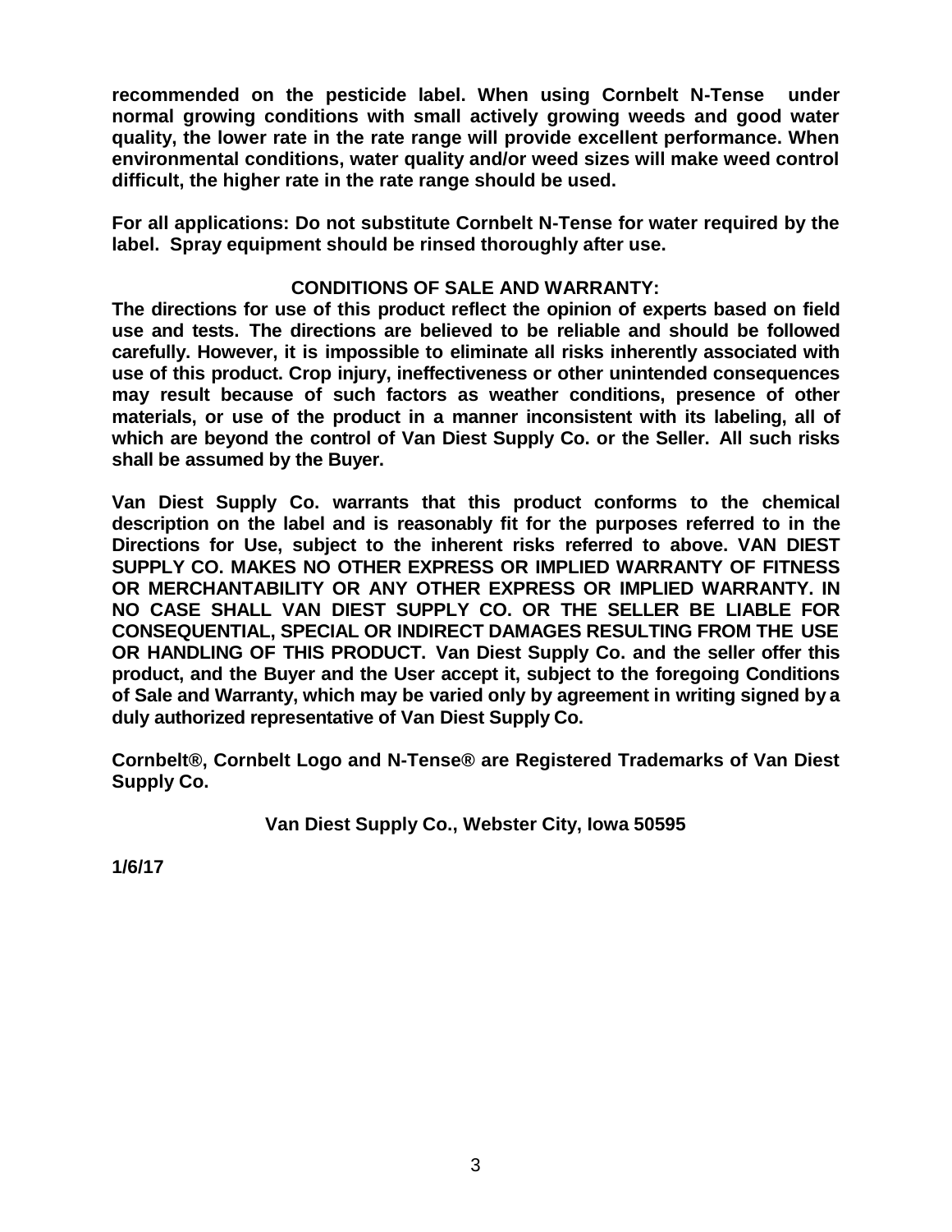**recommended on the pesticide label. When using Cornbelt N-Tense under normal growing conditions with small actively growing weeds and good water quality, the lower rate in the rate range will provide excellent performance. When environmental conditions, water quality and/or weed sizes will make weed control difficult, the higher rate in the rate range should be used.**

**For all applications: Do not substitute Cornbelt N-Tense for water required by the label. Spray equipment should be rinsed thoroughly after use.**

## CONDITIONS OF SALE AND WARRANTY:

**The directions for use of this product reflect the opinion of experts based on field use and tests. The directions are believed to be reliable and should be followed carefully. However, it is impossible to eliminate all risks inherently associated with use of this product. Crop injury, ineffectiveness or other unintended consequences may result because of such factors as weather conditions, presence of other materials, or use of the product in a manner inconsistent with its labeling, all of which are beyond the control of Van Diest Supply Co. or the Seller. All such risks shall be assumed by the Buyer.**

**Van Diest Supply Co. warrants that this product conforms to the chemical description on the label and is reasonably fit for the purposes referred to in the Directions for Use, subject to the inherent risks referred to above. VAN DIEST SUPPLY CO. MAKES NO OTHER EXPRESS OR IMPLIED WARRANTY OF FITNESS OR MERCHANTABILITY OR ANY OTHER EXPRESS OR IMPLIED WARRANTY. IN NO CASE SHALL VAN DIEST SUPPLY CO. OR THE SELLER BE LIABLE FOR CONSEQUENTIAL, SPECIAL OR INDIRECT DAMAGES RESULTING FROM THE USE OR HANDLING OF THIS PRODUCT. Van Diest Supply Co. and the seller offer this product, and the Buyer and the User accept it, subject to the foregoing Conditions of Sale and Warranty, which may be varied only by agreement in writing signed by a duly authorized representative of Van Diest Supply Co.**

**Cornbelt®, Cornbelt Logo and N-Tense® are Registered Trademarks of Van Diest Supply Co.**

**Van Diest Supply Co., Webster City, Iowa 50595**

**1/6/17**